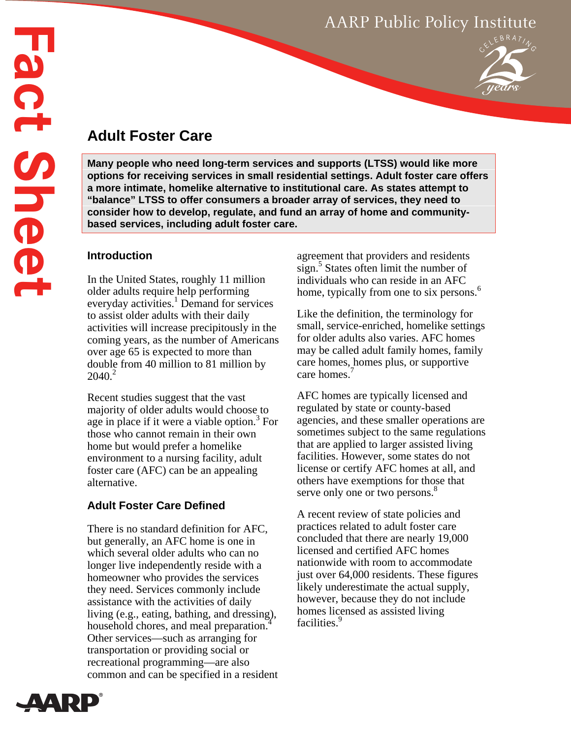# Adult Foster Care

**Many people who need long-term services and supports (LTSS) would like more options for receiving services in small residential settings. Adult foster care offers a more intimate, homelike alternative to institutional care. As states attempt to "balance" LTSS to offer consumers a broader array of services, they need to consider how to develop, regulate, and fund an array of home and community-based services, including adult foster care.**

## Introduction

In the United States, roughly 11 million older adults require help performing everyday activities.[1] Demand for services to assist older adults with their daily activities will increase precipitously in the coming years, as the number of Americans over age 65 is expected to more than double from 40 million to 81 million by 2040.[2]

Recent studies suggest that the vast majority of older adults would choose to age in place if it were a viable option.[3] For those who cannot remain in their own home but would prefer a homelike environment to a nursing facility, adult foster care (AFC) can be an appealing alternative.

## Adult Foster Care Defined

There is no standard definition for AFC, but generally, an AFC home is one in which several older adults who can no longer live independently reside with a homeowner who provides the services they need. Services commonly include assistance with the activities of daily living (e.g., eating, bathing, and dressing), household chores, and meal preparation.[4] Other services—such as arranging for transportation or providing social or recreational programming—are also common and can be specified in a resident agreement that providers and residents sign.[5] States often limit the number of individuals who can reside in an AFC home, typically from one to six persons.[6]

Like the definition, the terminology for small, service-enriched, homelike settings for older adults also varies. AFC homes may be called adult family homes, family care homes, homes plus, or supportive care homes.[7]

AFC homes are typically licensed and regulated by state or county-based agencies, and these smaller operations are sometimes subject to the same regulations that are applied to larger assisted living facilities. However, some states do not license or certify AFC homes at all, and others have exemptions for those that serve only one or two persons.[8]

A recent review of state policies and practices related to adult foster care concluded that there are nearly 19,000 licensed and certified AFC homes nationwide with room to accommodate just over 64,000 residents. These figures likely underestimate the actual supply, however, because they do not include homes licensed as assisted living facilities.[9]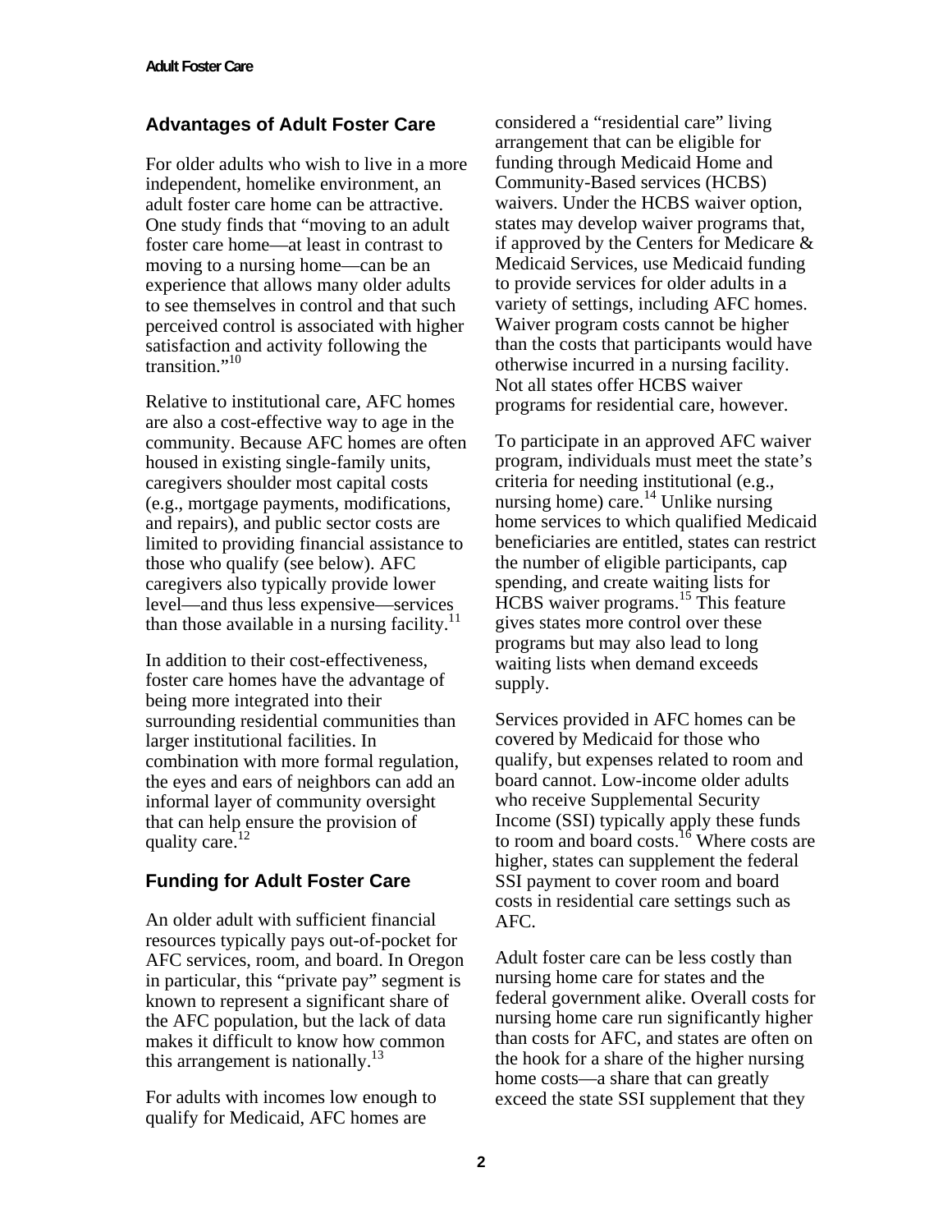## Advantages of Adult Foster Care

For older adults who wish to live in a more independent, homelike environment, an adult foster care home can be attractive. One study finds that "moving to an adult foster care home—at least in contrast to moving to a nursing home—can be an experience that allows many older adults to see themselves in control and that such perceived control is associated with higher satisfaction and activity following the transition."[10]

Relative to institutional care, AFC homes are also a cost-effective way to age in the community. Because AFC homes are often housed in existing single-family units, caregivers shoulder most capital costs (e.g., mortgage payments, modifications, and repairs), and public sector costs are limited to providing financial assistance to those who qualify (see below). AFC caregivers also typically provide lower level—and thus less expensive—services than those available in a nursing facility.[11]

In addition to their cost-effectiveness, foster care homes have the advantage of being more integrated into their surrounding residential communities than larger institutional facilities. In combination with more formal regulation, the eyes and ears of neighbors can add an informal layer of community oversight that can help ensure the provision of quality care.[12]

## Funding for Adult Foster Care

An older adult with sufficient financial resources typically pays out-of-pocket for AFC services, room, and board. In Oregon in particular, this "private pay" segment is known to represent a significant share of the AFC population, but the lack of data makes it difficult to know how common this arrangement is nationally.[13]

For adults with incomes low enough to qualify for Medicaid, AFC homes are considered a "residential care" living arrangement that can be eligible for funding through Medicaid Home and Community-Based services (HCBS) waivers. Under the HCBS waiver option, states may develop waiver programs that, if approved by the Centers for Medicare & Medicaid Services, use Medicaid funding to provide services for older adults in a variety of settings, including AFC homes. Waiver program costs cannot be higher than the costs that participants would have otherwise incurred in a nursing facility. Not all states offer HCBS waiver programs for residential care, however.

To participate in an approved AFC waiver program, individuals must meet the state's criteria for needing institutional (e.g., nursing home) care.[14] Unlike nursing home services to which qualified Medicaid beneficiaries are entitled, states can restrict the number of eligible participants, cap spending, and create waiting lists for HCBS waiver programs.[15] This feature gives states more control over these programs but may also lead to long waiting lists when demand exceeds supply.

Services provided in AFC homes can be covered by Medicaid for those who qualify, but expenses related to room and board cannot. Low-income older adults who receive Supplemental Security Income (SSI) typically apply these funds to room and board costs.[16] Where costs are higher, states can supplement the federal SSI payment to cover room and board costs in residential care settings such as AFC.

Adult foster care can be less costly than nursing home care for states and the federal government alike. Overall costs for nursing home care run significantly higher than costs for AFC, and states are often on the hook for a share of the higher nursing home costs—a share that can greatly exceed the state SSI supplement that they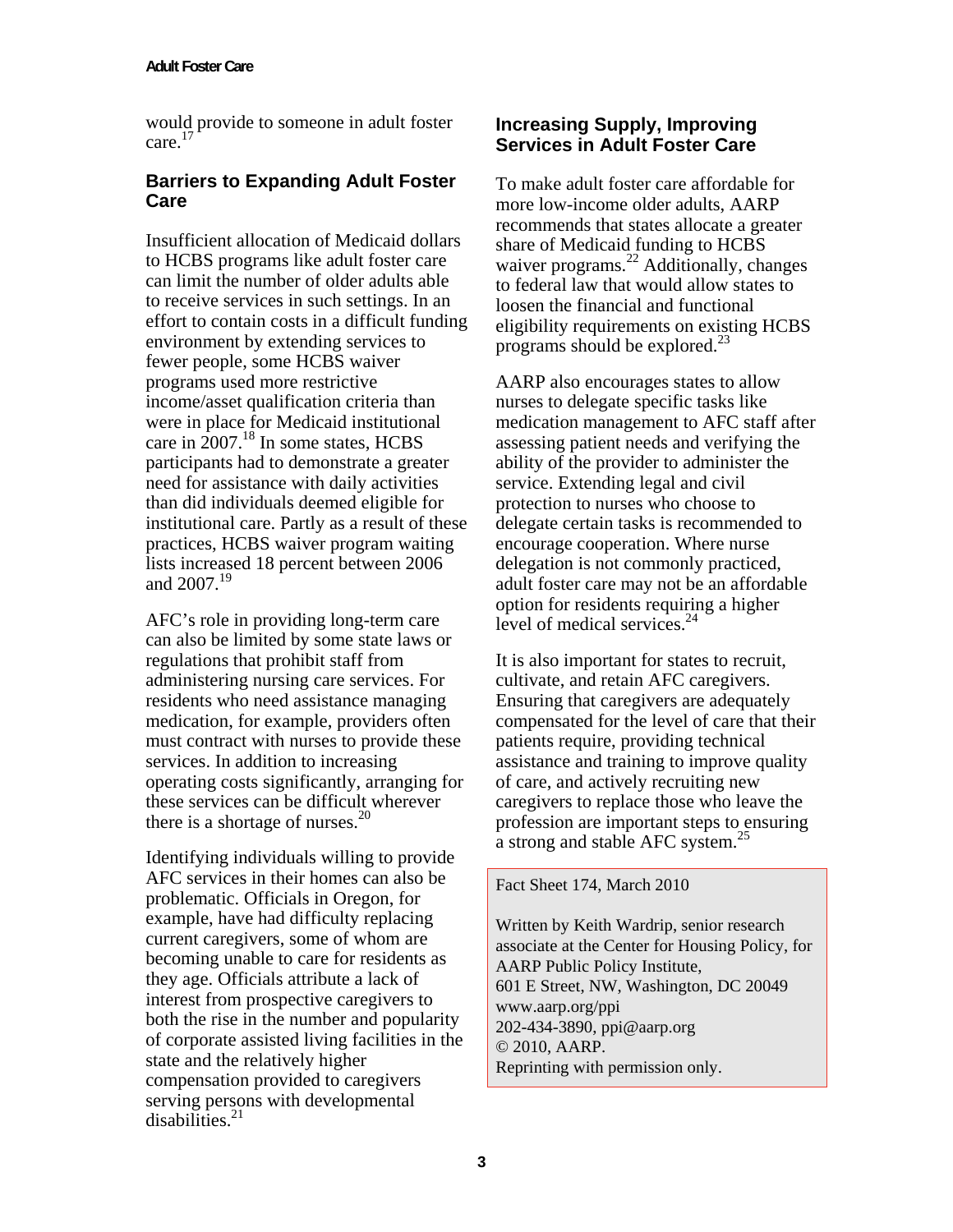would provide to someone in adult foster care.[17]

## Barriers to Expanding Adult Foster Care

Insufficient allocation of Medicaid dollars to HCBS programs like adult foster care can limit the number of older adults able to receive services in such settings. In an effort to contain costs in a difficult funding environment by extending services to fewer people, some HCBS waiver programs used more restrictive income/asset qualification criteria than were in place for Medicaid institutional care in 2007.[18] In some states, HCBS participants had to demonstrate a greater need for assistance with daily activities than did individuals deemed eligible for institutional care. Partly as a result of these practices, HCBS waiver program waiting lists increased 18 percent between 2006 and 2007.[19]

AFC's role in providing long-term care can also be limited by some state laws or regulations that prohibit staff from administering nursing care services. For residents who need assistance managing medication, for example, providers often must contract with nurses to provide these services. In addition to increasing operating costs significantly, arranging for these services can be difficult wherever there is a shortage of nurses.[20]

Identifying individuals willing to provide AFC services in their homes can also be problematic. Officials in Oregon, for example, have had difficulty replacing current caregivers, some of whom are becoming unable to care for residents as they age. Officials attribute a lack of interest from prospective caregivers to both the rise in the number and popularity of corporate assisted living facilities in the state and the relatively higher compensation provided to caregivers serving persons with developmental disabilities.[21]

## Increasing Supply, Improving Services in Adult Foster Care

To make adult foster care affordable for more low-income older adults, AARP recommends that states allocate a greater share of Medicaid funding to HCBS waiver programs.[22] Additionally, changes to federal law that would allow states to loosen the financial and functional eligibility requirements on existing HCBS programs should be explored.[23]

AARP also encourages states to allow nurses to delegate specific tasks like medication management to AFC staff after assessing patient needs and verifying the ability of the provider to administer the service. Extending legal and civil protection to nurses who choose to delegate certain tasks is recommended to encourage cooperation. Where nurse delegation is not commonly practiced, adult foster care may not be an affordable option for residents requiring a higher level of medical services.[24]

It is also important for states to recruit, cultivate, and retain AFC caregivers. Ensuring that caregivers are adequately compensated for the level of care that their patients require, providing technical assistance and training to improve quality of care, and actively recruiting new caregivers to replace those who leave the profession are important steps to ensuring a strong and stable AFC system.[25]

Fact Sheet 174, March 2010

Written by Keith Wardrip, senior research associate at the Center for Housing Policy, for AARP Public Policy Institute,
601 E Street, NW, Washington, DC 20049
www.aarp.org/ppi
202-434-3890, ppi@aarp.org
© 2010, AARP.
Reprinting with permission only.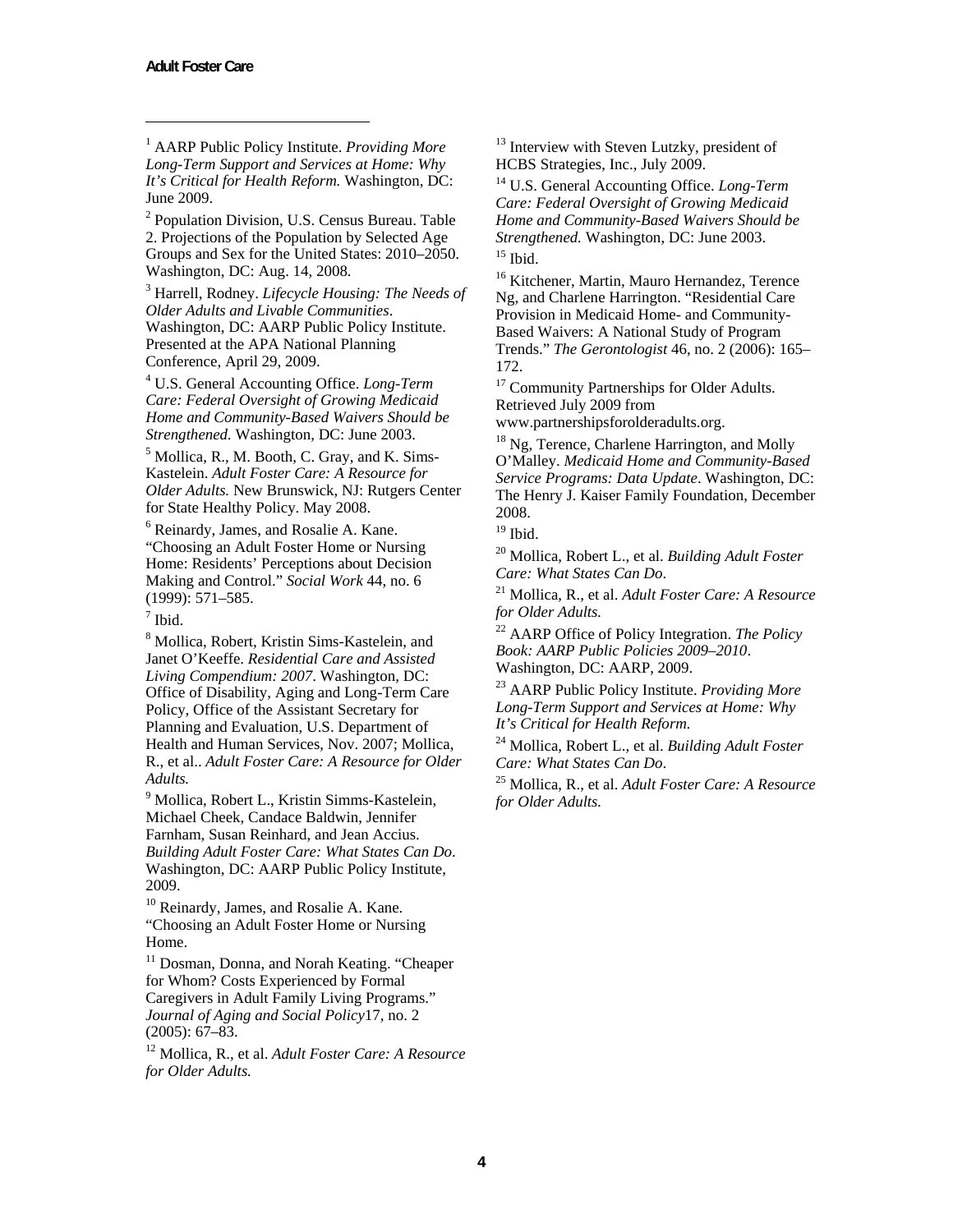[1] AARP Public Policy Institute. *Providing More Long-Term Support and Services at Home: Why It's Critical for Health Reform.* Washington, DC: June 2009.

[2] Population Division, U.S. Census Bureau. Table 2. Projections of the Population by Selected Age Groups and Sex for the United States: 2010–2050. Washington, DC: Aug. 14, 2008.

[3] Harrell, Rodney. *Lifecycle Housing: The Needs of Older Adults and Livable Communities*. Washington, DC: AARP Public Policy Institute. Presented at the APA National Planning Conference, April 29, 2009.

[4] U.S. General Accounting Office. *Long-Term Care: Federal Oversight of Growing Medicaid Home and Community-Based Waivers Should be Strengthened.* Washington, DC: June 2003.

[5] Mollica, R., M. Booth, C. Gray, and K. Sims-Kastelein. *Adult Foster Care: A Resource for Older Adults.* New Brunswick, NJ: Rutgers Center for State Healthy Policy. May 2008.

[6] Reinardy, James, and Rosalie A. Kane. "Choosing an Adult Foster Home or Nursing Home: Residents' Perceptions about Decision Making and Control." *Social Work* 44, no. 6 (1999): 571–585.

[7] Ibid.

[8] Mollica, Robert, Kristin Sims-Kastelein, and Janet O'Keeffe. *Residential Care and Assisted Living Compendium: 2007*. Washington, DC: Office of Disability, Aging and Long-Term Care Policy, Office of the Assistant Secretary for Planning and Evaluation, U.S. Department of Health and Human Services, Nov. 2007; Mollica, R., et al.. *Adult Foster Care: A Resource for Older Adults.*

[9] Mollica, Robert L., Kristin Simms-Kastelein, Michael Cheek, Candace Baldwin, Jennifer Farnham, Susan Reinhard, and Jean Accius. *Building Adult Foster Care: What States Can Do*. Washington, DC: AARP Public Policy Institute, 2009.

[10] Reinardy, James, and Rosalie A. Kane. "Choosing an Adult Foster Home or Nursing Home.

[11] Dosman, Donna, and Norah Keating. "Cheaper for Whom? Costs Experienced by Formal Caregivers in Adult Family Living Programs." *Journal of Aging and Social Policy*17, no. 2 (2005): 67–83.

[12] Mollica, R., et al. *Adult Foster Care: A Resource for Older Adults.*

[13] Interview with Steven Lutzky, president of HCBS Strategies, Inc., July 2009.

[14] U.S. General Accounting Office. *Long-Term Care: Federal Oversight of Growing Medicaid Home and Community-Based Waivers Should be Strengthened.* Washington, DC: June 2003.

[15] Ibid.

[16] Kitchener, Martin, Mauro Hernandez, Terence Ng, and Charlene Harrington. "Residential Care Provision in Medicaid Home- and Community-Based Waivers: A National Study of Program Trends." *The Gerontologist* 46, no. 2 (2006): 165–172.

[17] Community Partnerships for Older Adults. Retrieved July 2009 from www.partnershipsforolderadults.org.

[18] Ng, Terence, Charlene Harrington, and Molly O'Malley. *Medicaid Home and Community-Based Service Programs: Data Update*. Washington, DC: The Henry J. Kaiser Family Foundation, December 2008.

[19] Ibid.

[20] Mollica, Robert L., et al. *Building Adult Foster Care: What States Can Do*.

[21] Mollica, R., et al. *Adult Foster Care: A Resource for Older Adults.*

[22] AARP Office of Policy Integration. *The Policy Book: AARP Public Policies 2009–2010*. Washington, DC: AARP, 2009.

[23] AARP Public Policy Institute. *Providing More Long-Term Support and Services at Home: Why It's Critical for Health Reform.*

[24] Mollica, Robert L., et al. *Building Adult Foster Care: What States Can Do*.

[25] Mollica, R., et al. *Adult Foster Care: A Resource for Older Adults.*